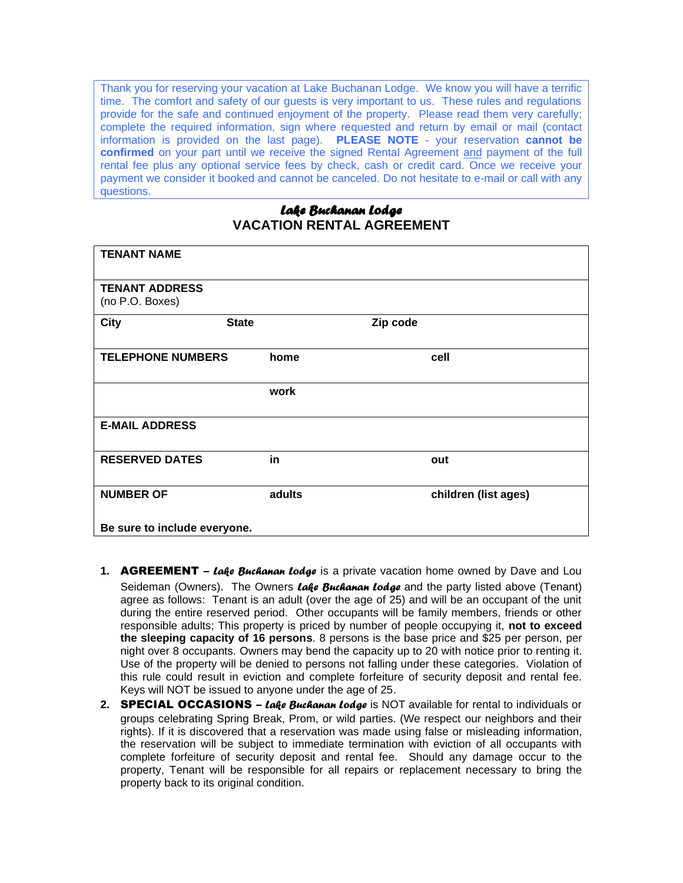Thank you for reserving your vacation at Lake Buchanan Lodge. We know you will have a terrific time. The comfort and safety of our guests is very important to us. These rules and regulations provide for the safe and continued enjoyment of the property. Please read them very carefully; complete the required information, sign where requested and return by email or mail (contact information is provided on the last page). **PLEASE NOTE** - your reservation **cannot be confirmed** on your part until we receive the signed Rental Agreement and payment of the full rental fee plus any optional service fees by check, cash or credit card. Once we receive your payment we consider it booked and cannot be canceled. Do not hesitate to e-mail or call with any questions.

# *Lake Buchanan Lodge*
# VACATION RENTAL AGREEMENT

| | | |
|---|---|---|
| **TENANT NAME** | | |
| **TENANT ADDRESS** (no P.O. Boxes) | | |
| **City** **State** | **Zip code** | |
| **TELEPHONE NUMBERS** | **home** | **cell** |
| | **work** | |
| **E-MAIL ADDRESS** | | |
| **RESERVED DATES** | **in** | **out** |
| **NUMBER OF** <br> **Be sure to include everyone.** | **adults** | **children (list ages)** |

1. **AGREEMENT –** ***Lake Buchanan Lodge*** is a private vacation home owned by Dave and Lou Seideman (Owners). The Owners ***Lake Buchanan Lodge*** and the party listed above (Tenant) agree as follows: Tenant is an adult (over the age of 25) and will be an occupant of the unit during the entire reserved period. Other occupants will be family members, friends or other responsible adults; This property is priced by number of people occupying it, **not to exceed the sleeping capacity of 16 persons**. 8 persons is the base price and $25 per person, per night over 8 occupants. Owners may bend the capacity up to 20 with notice prior to renting it. Use of the property will be denied to persons not falling under these categories. Violation of this rule could result in eviction and complete forfeiture of security deposit and rental fee. Keys will NOT be issued to anyone under the age of 25.
2. **SPECIAL OCCASIONS –** ***Lake Buchanan Lodge*** is NOT available for rental to individuals or groups celebrating Spring Break, Prom, or wild parties. (We respect our neighbors and their rights). If it is discovered that a reservation was made using false or misleading information, the reservation will be subject to immediate termination with eviction of all occupants with complete forfeiture of security deposit and rental fee. Should any damage occur to the property, Tenant will be responsible for all repairs or replacement necessary to bring the property back to its original condition.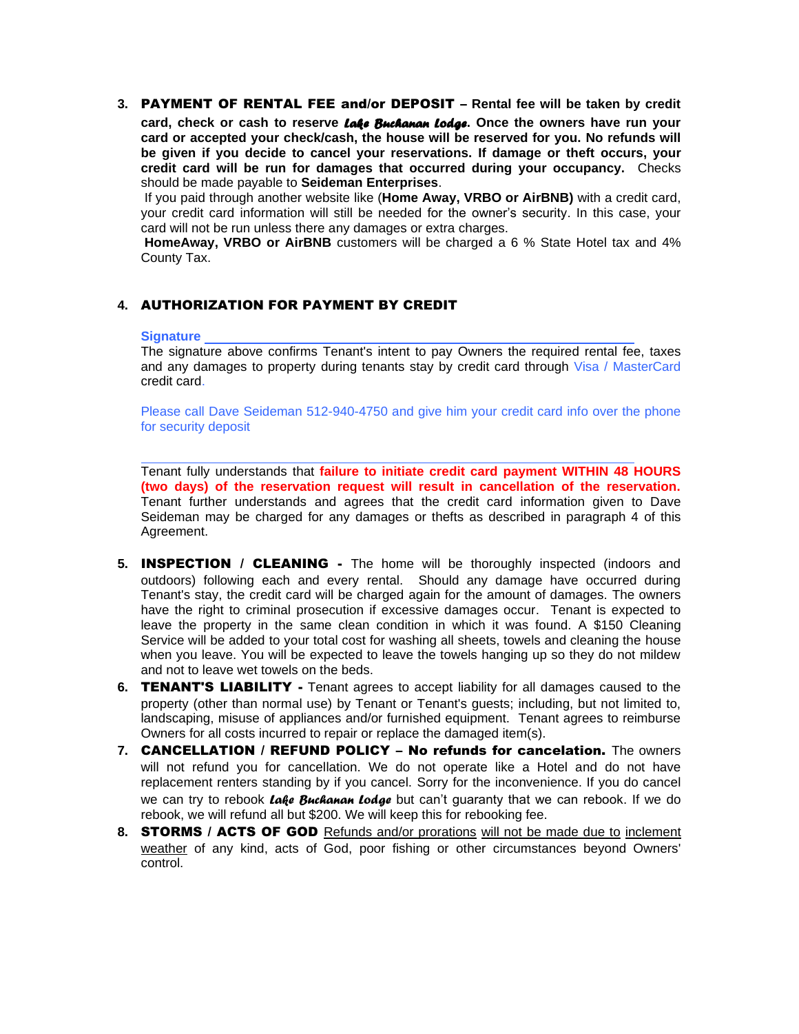3. **PAYMENT OF RENTAL FEE and/or DEPOSIT – Rental fee will be taken by credit card, check or cash to reserve *Lake Buchanan Lodge*. Once the owners have run your card or accepted your check/cash, the house will be reserved for you. No refunds will be given if you decide to cancel your reservations. If damage or theft occurs, your credit card will be run for damages that occurred during your occupancy.** Checks should be made payable to **Seideman Enterprises**.

   If you paid through another website like (**Home Away, VRBO or AirBNB)** with a credit card, your credit card information will still be needed for the owner's security. In this case, your card will not be run unless there any damages or extra charges.

   **HomeAway, VRBO or AirBNB** customers will be charged a 6 % State Hotel tax and 4% County Tax.

4. **AUTHORIZATION FOR PAYMENT BY CREDIT**

   **Signature** ______________________________________________

   The signature above confirms Tenant's intent to pay Owners the required rental fee, taxes and any damages to property during tenants stay by credit card through Visa / MasterCard credit card.

   Please call Dave Seideman 512-940-4750 and give him your credit card info over the phone for security deposit

   ______________________________________________

   Tenant fully understands that **failure to initiate credit card payment WITHIN 48 HOURS (two days) of the reservation request will result in cancellation of the reservation.** Tenant further understands and agrees that the credit card information given to Dave Seideman may be charged for any damages or thefts as described in paragraph 4 of this Agreement.

5. **INSPECTION / CLEANING -** The home will be thoroughly inspected (indoors and outdoors) following each and every rental. Should any damage have occurred during Tenant's stay, the credit card will be charged again for the amount of damages. The owners have the right to criminal prosecution if excessive damages occur. Tenant is expected to leave the property in the same clean condition in which it was found. A $150 Cleaning Service will be added to your total cost for washing all sheets, towels and cleaning the house when you leave. You will be expected to leave the towels hanging up so they do not mildew and not to leave wet towels on the beds.

6. **TENANT'S LIABILITY -** Tenant agrees to accept liability for all damages caused to the property (other than normal use) by Tenant or Tenant's guests; including, but not limited to, landscaping, misuse of appliances and/or furnished equipment. Tenant agrees to reimburse Owners for all costs incurred to repair or replace the damaged item(s).

7. **CANCELLATION / REFUND POLICY – No refunds for cancelation.** The owners will not refund you for cancellation. We do not operate like a Hotel and do not have replacement renters standing by if you cancel. Sorry for the inconvenience. If you do cancel we can try to rebook *Lake Buchanan Lodge* but can't guaranty that we can rebook. If we do rebook, we will refund all but $200. We will keep this for rebooking fee.

8. **STORMS / ACTS OF GOD** Refunds and/or prorations will not be made due to inclement weather of any kind, acts of God, poor fishing or other circumstances beyond Owners' control.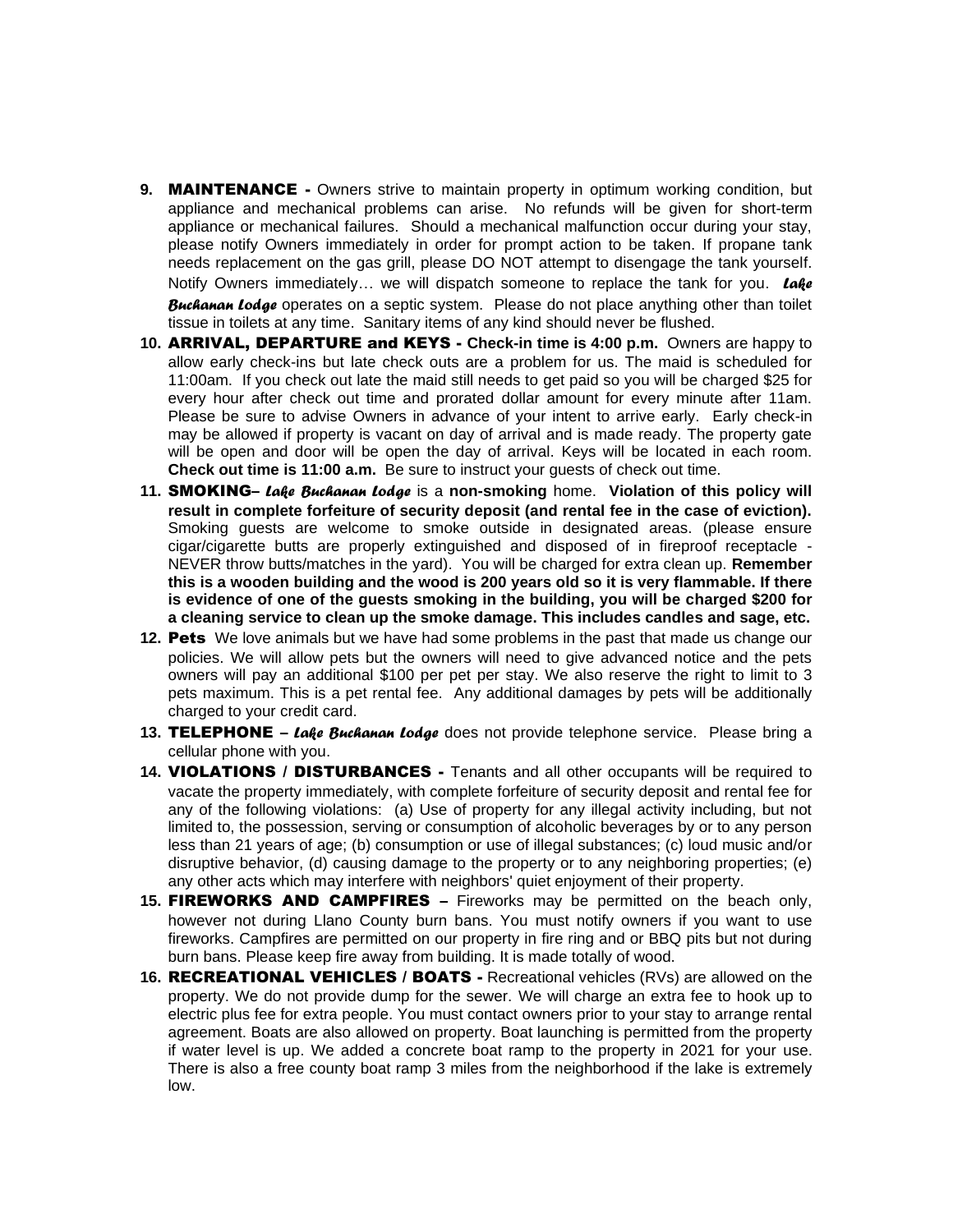9. **MAINTENANCE -** Owners strive to maintain property in optimum working condition, but appliance and mechanical problems can arise. No refunds will be given for short-term appliance or mechanical failures. Should a mechanical malfunction occur during your stay, please notify Owners immediately in order for prompt action to be taken. If propane tank needs replacement on the gas grill, please DO NOT attempt to disengage the tank yourself. Notify Owners immediately… we will dispatch someone to replace the tank for you. ***Lake Buchanan Lodge*** operates on a septic system. Please do not place anything other than toilet tissue in toilets at any time. Sanitary items of any kind should never be flushed.
10. **ARRIVAL, DEPARTURE and KEYS - Check-in time is 4:00 p.m.** Owners are happy to allow early check-ins but late check outs are a problem for us. The maid is scheduled for 11:00am. If you check out late the maid still needs to get paid so you will be charged $25 for every hour after check out time and prorated dollar amount for every minute after 11am. Please be sure to advise Owners in advance of your intent to arrive early. Early check-in may be allowed if property is vacant on day of arrival and is made ready. The property gate will be open and door will be open the day of arrival. Keys will be located in each room. **Check out time is 11:00 a.m.** Be sure to instruct your guests of check out time.
11. **SMOKING–** ***Lake Buchanan Lodge*** is a **non-smoking** home. **Violation of this policy will result in complete forfeiture of security deposit (and rental fee in the case of eviction).** Smoking guests are welcome to smoke outside in designated areas. (please ensure cigar/cigarette butts are properly extinguished and disposed of in fireproof receptacle - NEVER throw butts/matches in the yard). You will be charged for extra clean up. **Remember this is a wooden building and the wood is 200 years old so it is very flammable. If there is evidence of one of the guests smoking in the building, you will be charged $200 for a cleaning service to clean up the smoke damage. This includes candles and sage, etc.**
12. **Pets** We love animals but we have had some problems in the past that made us change our policies. We will allow pets but the owners will need to give advanced notice and the pets owners will pay an additional $100 per pet per stay. We also reserve the right to limit to 3 pets maximum. This is a pet rental fee. Any additional damages by pets will be additionally charged to your credit card.
13. **TELEPHONE –** ***Lake Buchanan Lodge*** does not provide telephone service. Please bring a cellular phone with you.
14. **VIOLATIONS / DISTURBANCES -** Tenants and all other occupants will be required to vacate the property immediately, with complete forfeiture of security deposit and rental fee for any of the following violations: (a) Use of property for any illegal activity including, but not limited to, the possession, serving or consumption of alcoholic beverages by or to any person less than 21 years of age; (b) consumption or use of illegal substances; (c) loud music and/or disruptive behavior, (d) causing damage to the property or to any neighboring properties; (e) any other acts which may interfere with neighbors' quiet enjoyment of their property.
15. **FIREWORKS AND CAMPFIRES –** Fireworks may be permitted on the beach only, however not during Llano County burn bans. You must notify owners if you want to use fireworks. Campfires are permitted on our property in fire ring and or BBQ pits but not during burn bans. Please keep fire away from building. It is made totally of wood.
16. **RECREATIONAL VEHICLES / BOATS -** Recreational vehicles (RVs) are allowed on the property. We do not provide dump for the sewer. We will charge an extra fee to hook up to electric plus fee for extra people. You must contact owners prior to your stay to arrange rental agreement. Boats are also allowed on property. Boat launching is permitted from the property if water level is up. We added a concrete boat ramp to the property in 2021 for your use. There is also a free county boat ramp 3 miles from the neighborhood if the lake is extremely low.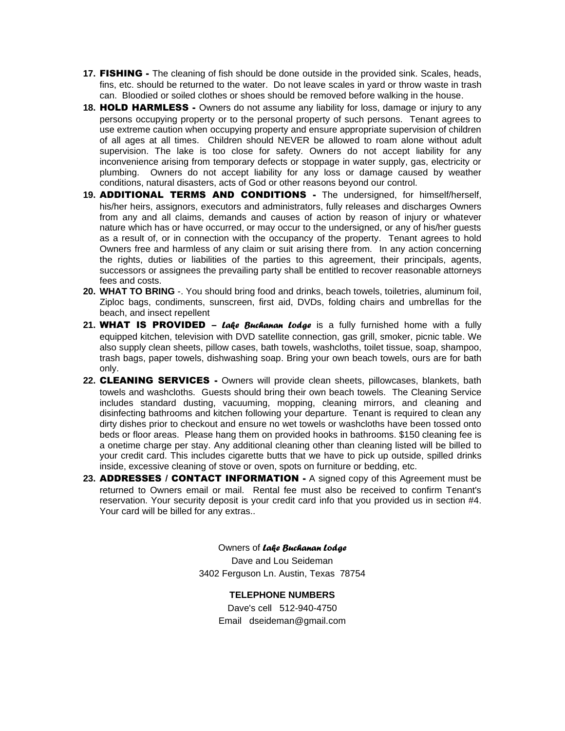17. **FISHING -** The cleaning of fish should be done outside in the provided sink. Scales, heads, fins, etc. should be returned to the water. Do not leave scales in yard or throw waste in trash can. Bloodied or soiled clothes or shoes should be removed before walking in the house.
18. **HOLD HARMLESS -** Owners do not assume any liability for loss, damage or injury to any persons occupying property or to the personal property of such persons. Tenant agrees to use extreme caution when occupying property and ensure appropriate supervision of children of all ages at all times. Children should NEVER be allowed to roam alone without adult supervision. The lake is too close for safety. Owners do not accept liability for any inconvenience arising from temporary defects or stoppage in water supply, gas, electricity or plumbing. Owners do not accept liability for any loss or damage caused by weather conditions, natural disasters, acts of God or other reasons beyond our control.
19. **ADDITIONAL TERMS AND CONDITIONS -** The undersigned, for himself/herself, his/her heirs, assignors, executors and administrators, fully releases and discharges Owners from any and all claims, demands and causes of action by reason of injury or whatever nature which has or have occurred, or may occur to the undersigned, or any of his/her guests as a result of, or in connection with the occupancy of the property. Tenant agrees to hold Owners free and harmless of any claim or suit arising there from. In any action concerning the rights, duties or liabilities of the parties to this agreement, their principals, agents, successors or assignees the prevailing party shall be entitled to recover reasonable attorneys fees and costs.
20. **WHAT TO BRING** -. You should bring food and drinks, beach towels, toiletries, aluminum foil, Ziploc bags, condiments, sunscreen, first aid, DVDs, folding chairs and umbrellas for the beach, and insect repellent
21. **WHAT IS PROVIDED –** ***Lake Buchanan Lodge*** is a fully furnished home with a fully equipped kitchen, television with DVD satellite connection, gas grill, smoker, picnic table. We also supply clean sheets, pillow cases, bath towels, washcloths, toilet tissue, soap, shampoo, trash bags, paper towels, dishwashing soap. Bring your own beach towels, ours are for bath only.
22. **CLEANING SERVICES -** Owners will provide clean sheets, pillowcases, blankets, bath towels and washcloths. Guests should bring their own beach towels. The Cleaning Service includes standard dusting, vacuuming, mopping, cleaning mirrors, and cleaning and disinfecting bathrooms and kitchen following your departure. Tenant is required to clean any dirty dishes prior to checkout and ensure no wet towels or washcloths have been tossed onto beds or floor areas. Please hang them on provided hooks in bathrooms. $150 cleaning fee is a onetime charge per stay. Any additional cleaning other than cleaning listed will be billed to your credit card. This includes cigarette butts that we have to pick up outside, spilled drinks inside, excessive cleaning of stove or oven, spots on furniture or bedding, etc.
23. **ADDRESSES / CONTACT INFORMATION -** A signed copy of this Agreement must be returned to Owners email or mail. Rental fee must also be received to confirm Tenant's reservation. Your security deposit is your credit card info that you provided us in section #4. Your card will be billed for any extras..

Owners of ***Lake Buchanan Lodge***
Dave and Lou Seideman
3402 Ferguson Ln. Austin, Texas 78754

**TELEPHONE NUMBERS**

Dave's cell 512-940-4750
Email dseideman@gmail.com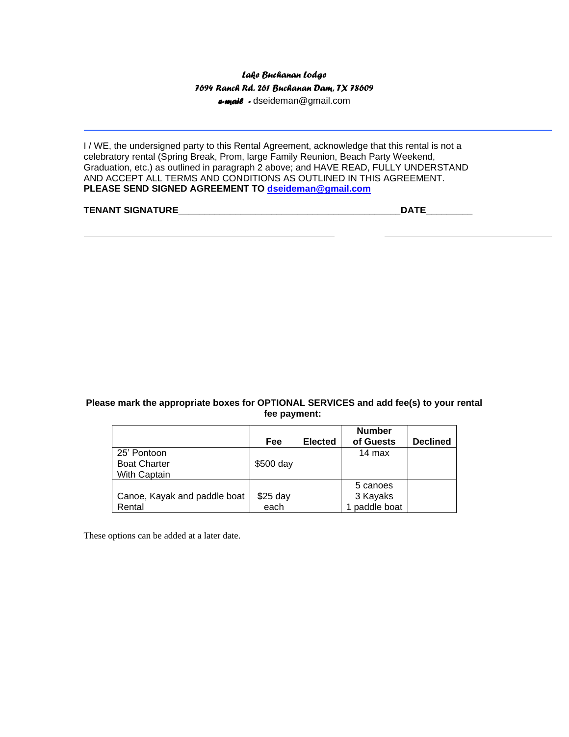*Lake Buchanan Lodge*
*7694 Ranch Rd. 261 Buchanan Dam, TX 78609*
*e-mail* - dseideman@gmail.com

---

I / WE, the undersigned party to this Rental Agreement, acknowledge that this rental is not a celebratory rental (Spring Break, Prom, large Family Reunion, Beach Party Weekend, Graduation, etc.) as outlined in paragraph 2 above; and HAVE READ, FULLY UNDERSTAND AND ACCEPT ALL TERMS AND CONDITIONS AS OUTLINED IN THIS AGREEMENT.
**PLEASE SEND SIGNED AGREEMENT TO [dseideman@gmail.com](mailto:dseideman@gmail.com)**

**TENANT SIGNATURE**\_\_\_\_\_\_\_\_\_\_\_\_\_\_\_\_\_\_\_\_\_\_\_\_\_\_\_\_\_\_\_\_\_\_\_\_\_\_\_\_\_\_\_\_**DATE**\_\_\_\_\_\_\_\_\_

\_\_\_\_\_\_\_\_\_\_\_\_\_\_\_\_\_\_\_\_\_\_\_\_\_\_\_\_\_\_\_\_\_\_\_\_\_\_\_\_\_\_\_\_\_\_\_\_ \_\_\_\_\_\_\_\_\_\_\_\_\_\_\_\_\_\_\_\_\_\_\_\_\_\_\_\_\_\_\_\_

**Please mark the appropriate boxes for OPTIONAL SERVICES and add fee(s) to your rental fee payment:**

| | **Fee** | **Elected** | **Number of Guests** | **Declined** |
|---|---|---|---|---|
| 25' Pontoon Boat Charter With Captain | $500 day | | 14 max | |
| Canoe, Kayak and paddle boat Rental | $25 day each | | 5 canoes 3 Kayaks 1 paddle boat | |

These options can be added at a later date.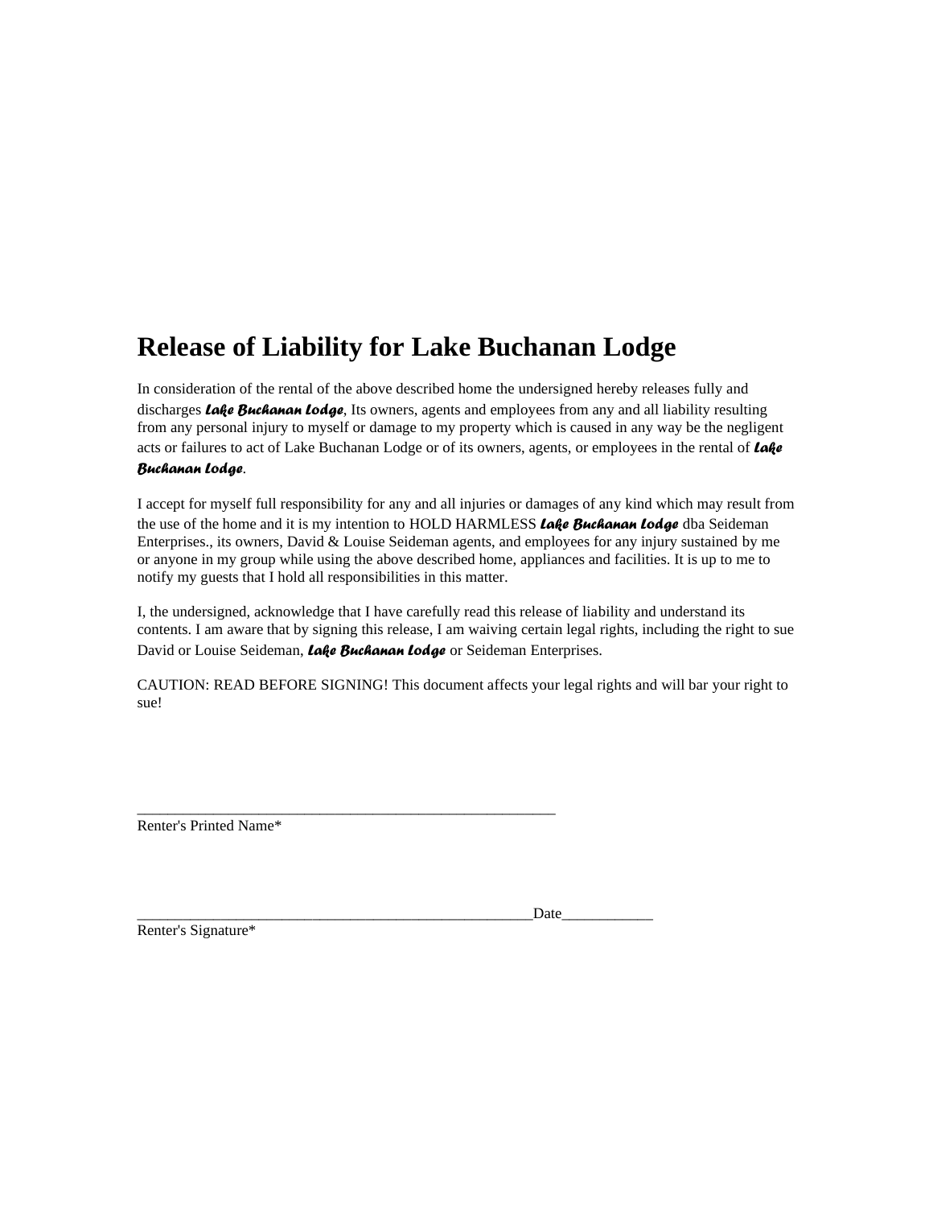# Release of Liability for Lake Buchanan Lodge

In consideration of the rental of the above described home the undersigned hereby releases fully and discharges ***Lake Buchanan Lodge***, Its owners, agents and employees from any and all liability resulting from any personal injury to myself or damage to my property which is caused in any way be the negligent acts or failures to act of Lake Buchanan Lodge or of its owners, agents, or employees in the rental of ***Lake Buchanan Lodge***.

I accept for myself full responsibility for any and all injuries or damages of any kind which may result from the use of the home and it is my intention to HOLD HARMLESS ***Lake Buchanan Lodge*** dba Seideman Enterprises., its owners, David & Louise Seideman agents, and employees for any injury sustained by me or anyone in my group while using the above described home, appliances and facilities. It is up to me to notify my guests that I hold all responsibilities in this matter.

I, the undersigned, acknowledge that I have carefully read this release of liability and understand its contents. I am aware that by signing this release, I am waiving certain legal rights, including the right to sue David or Louise Seideman, ***Lake Buchanan Lodge*** or Seideman Enterprises.

CAUTION: READ BEFORE SIGNING! This document affects your legal rights and will bar your right to sue!

_______________________________________________________
Renter's Printed Name*

____________________________________________________Date____________
Renter's Signature*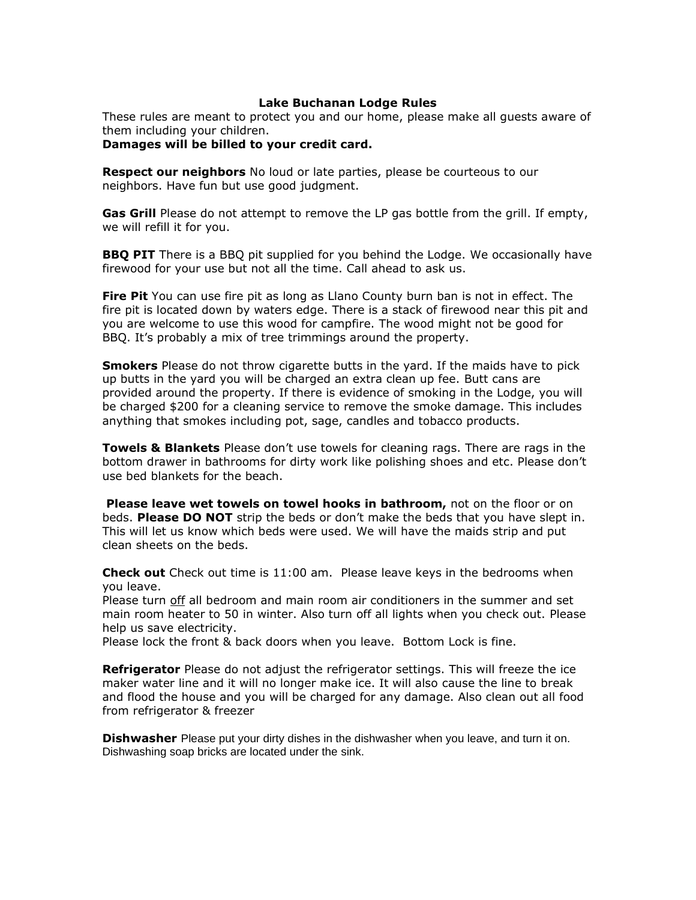# Lake Buchanan Lodge Rules

These rules are meant to protect you and our home, please make all guests aware of them including your children.

**Damages will be billed to your credit card.**

**Respect our neighbors** No loud or late parties, please be courteous to our neighbors. Have fun but use good judgment.

**Gas Grill** Please do not attempt to remove the LP gas bottle from the grill. If empty, we will refill it for you.

**BBQ PIT** There is a BBQ pit supplied for you behind the Lodge. We occasionally have firewood for your use but not all the time. Call ahead to ask us.

**Fire Pit** You can use fire pit as long as Llano County burn ban is not in effect. The fire pit is located down by waters edge. There is a stack of firewood near this pit and you are welcome to use this wood for campfire. The wood might not be good for BBQ. It's probably a mix of tree trimmings around the property.

**Smokers** Please do not throw cigarette butts in the yard. If the maids have to pick up butts in the yard you will be charged an extra clean up fee. Butt cans are provided around the property. If there is evidence of smoking in the Lodge, you will be charged $200 for a cleaning service to remove the smoke damage. This includes anything that smokes including pot, sage, candles and tobacco products.

**Towels & Blankets** Please don't use towels for cleaning rags. There are rags in the bottom drawer in bathrooms for dirty work like polishing shoes and etc. Please don't use bed blankets for the beach.

**Please leave wet towels on towel hooks in bathroom,** not on the floor or on beds. **Please DO NOT** strip the beds or don't make the beds that you have slept in. This will let us know which beds were used. We will have the maids strip and put clean sheets on the beds.

**Check out** Check out time is 11:00 am. Please leave keys in the bedrooms when you leave.
Please turn <u>off</u> all bedroom and main room air conditioners in the summer and set main room heater to 50 in winter. Also turn off all lights when you check out. Please help us save electricity.
Please lock the front & back doors when you leave. Bottom Lock is fine.

**Refrigerator** Please do not adjust the refrigerator settings. This will freeze the ice maker water line and it will no longer make ice. It will also cause the line to break and flood the house and you will be charged for any damage. Also clean out all food from refrigerator & freezer

**Dishwasher** Please put your dirty dishes in the dishwasher when you leave, and turn it on. Dishwashing soap bricks are located under the sink.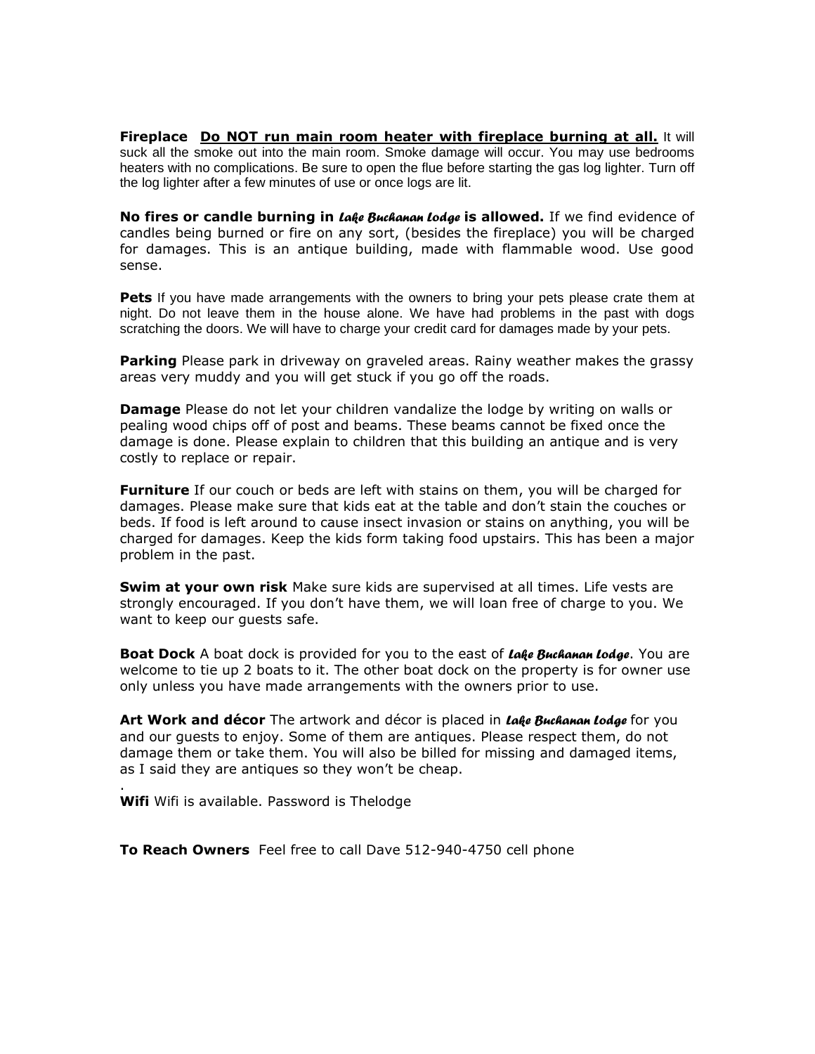**Fireplace** **<u>Do NOT run main room heater with fireplace burning at all.</u>** It will suck all the smoke out into the main room. Smoke damage will occur. You may use bedrooms heaters with no complications. Be sure to open the flue before starting the gas log lighter. Turn off the log lighter after a few minutes of use or once logs are lit.

**No fires or candle burning in *Lake Buchanan Lodge* is allowed.** If we find evidence of candles being burned or fire on any sort, (besides the fireplace) you will be charged for damages. This is an antique building, made with flammable wood. Use good sense.

**Pets** If you have made arrangements with the owners to bring your pets please crate them at night. Do not leave them in the house alone. We have had problems in the past with dogs scratching the doors. We will have to charge your credit card for damages made by your pets.

**Parking** Please park in driveway on graveled areas. Rainy weather makes the grassy areas very muddy and you will get stuck if you go off the roads.

**Damage** Please do not let your children vandalize the lodge by writing on walls or pealing wood chips off of post and beams. These beams cannot be fixed once the damage is done. Please explain to children that this building an antique and is very costly to replace or repair.

**Furniture** If our couch or beds are left with stains on them, you will be charged for damages. Please make sure that kids eat at the table and don't stain the couches or beds. If food is left around to cause insect invasion or stains on anything, you will be charged for damages. Keep the kids form taking food upstairs. This has been a major problem in the past.

**Swim at your own risk** Make sure kids are supervised at all times. Life vests are strongly encouraged. If you don't have them, we will loan free of charge to you. We want to keep our guests safe.

**Boat Dock** A boat dock is provided for you to the east of *Lake Buchanan Lodge*. You are welcome to tie up 2 boats to it. The other boat dock on the property is for owner use only unless you have made arrangements with the owners prior to use.

**Art Work and décor** The artwork and décor is placed in *Lake Buchanan Lodge* for you and our guests to enjoy. Some of them are antiques. Please respect them, do not damage them or take them. You will also be billed for missing and damaged items, as I said they are antiques so they won't be cheap.

.

**Wifi** Wifi is available. Password is Thelodge

**To Reach Owners** Feel free to call Dave 512-940-4750 cell phone